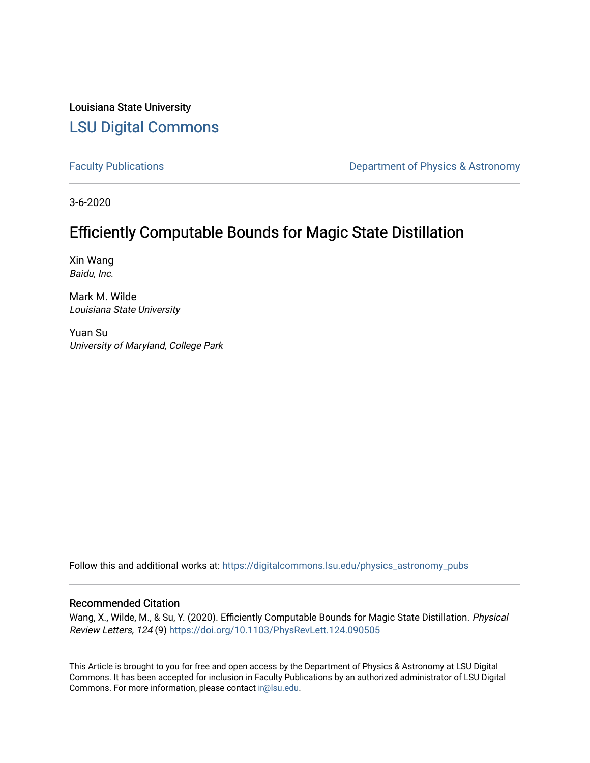Louisiana State University

## LSU Digital Commons

Faculty Publications | Department of Physics & Astronomy

3-6-2020

# Efficiently Computable Bounds for Magic State Distillation

Xin Wang
*Baidu, Inc.*

Mark M. Wilde
*Louisiana State University*

Yuan Su
*University of Maryland, College Park*

Follow this and additional works at: https://digitalcommons.lsu.edu/physics_astronomy_pubs

### Recommended Citation

Wang, X., Wilde, M., & Su, Y. (2020). Efficiently Computable Bounds for Magic State Distillation. *Physical Review Letters, 124* (9) https://doi.org/10.1103/PhysRevLett.124.090505

This Article is brought to you for free and open access by the Department of Physics & Astronomy at LSU Digital Commons. It has been accepted for inclusion in Faculty Publications by an authorized administrator of LSU Digital Commons. For more information, please contact ir@lsu.edu.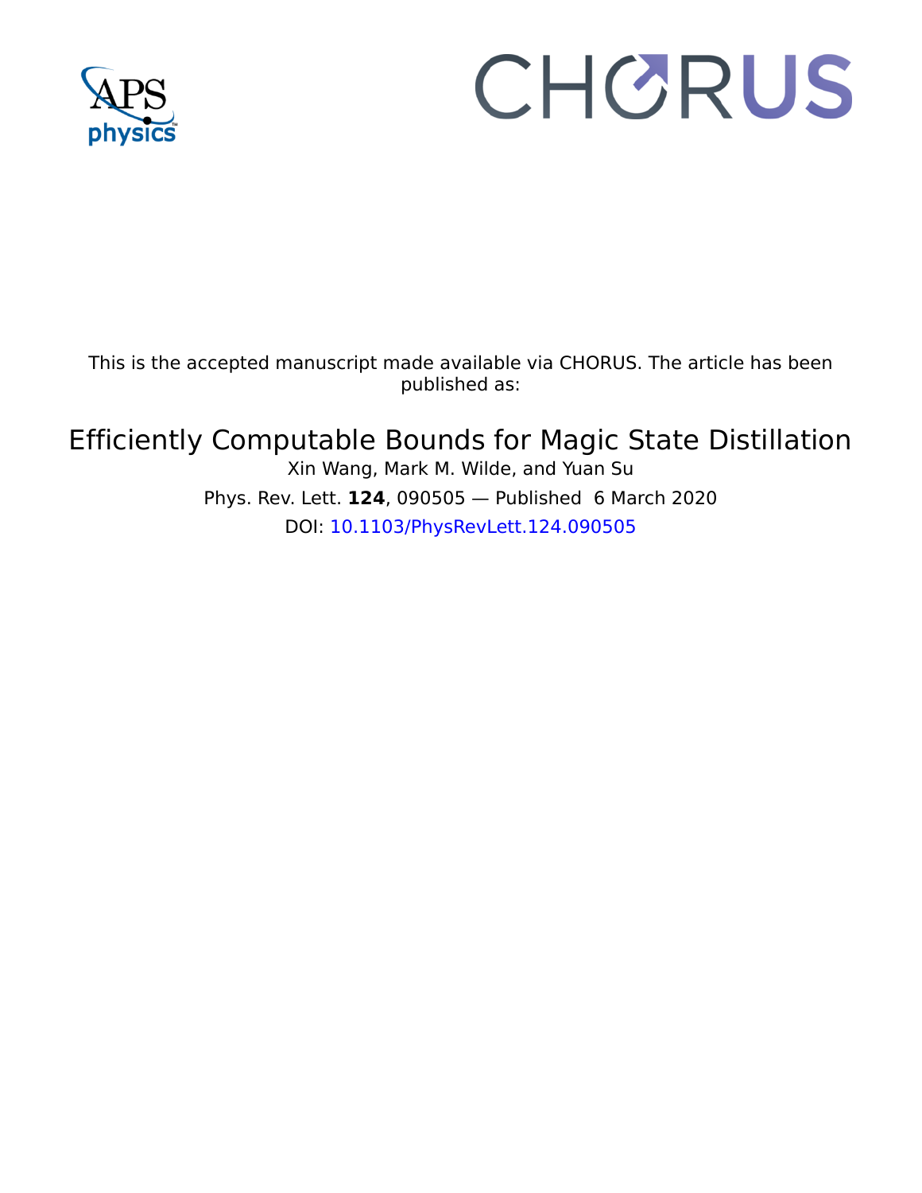This is the accepted manuscript made available via CHORUS. The article has been published as:

# Efficiently Computable Bounds for Magic State Distillation

Xin Wang, Mark M. Wilde, and Yuan Su

Phys. Rev. Lett. **124**, 090505 — Published 6 March 2020

DOI: 10.1103/PhysRevLett.124.090505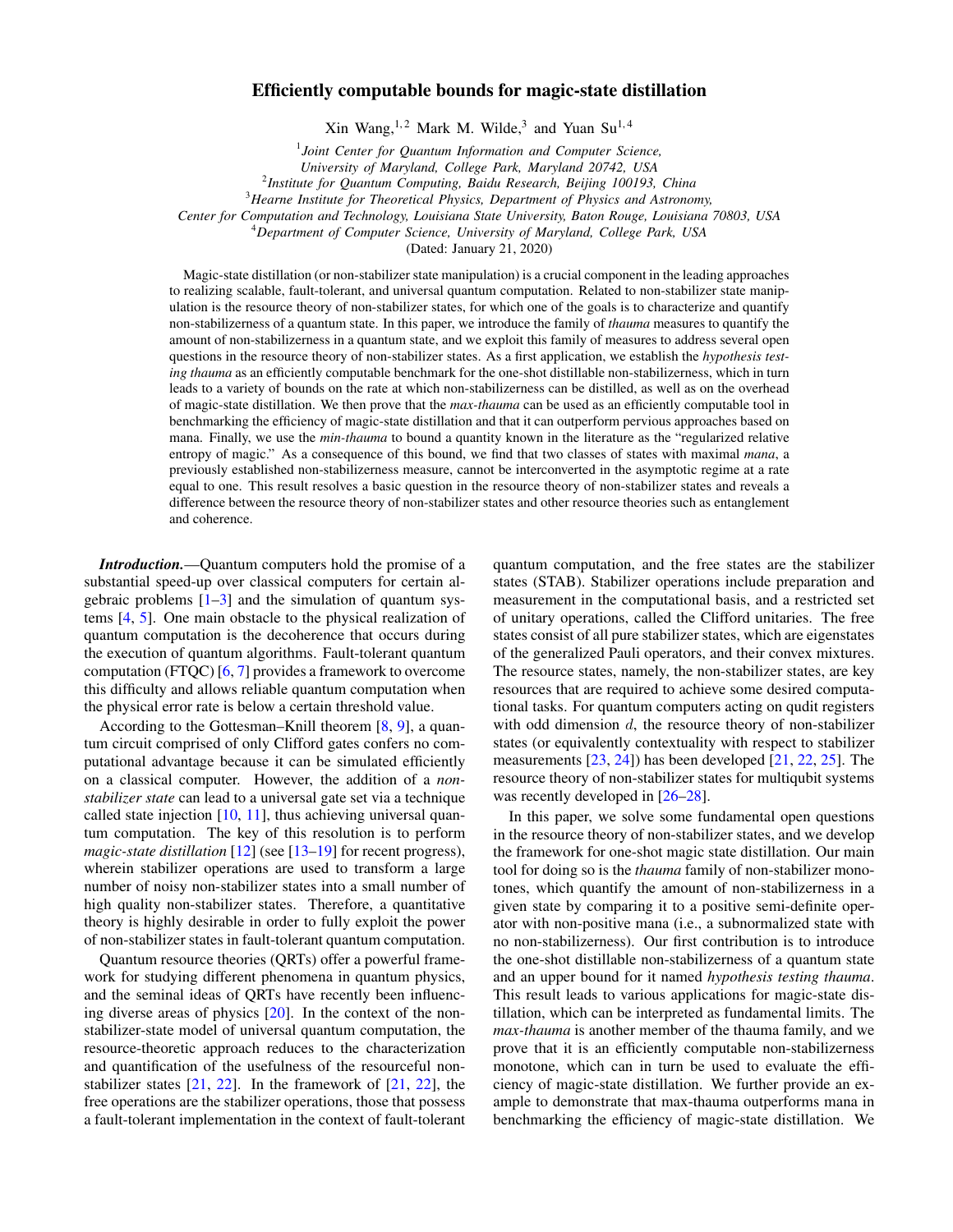# Efficiently computable bounds for magic-state distillation

Xin Wang,[1,2] Mark M. Wilde,[3] and Yuan Su[1,4]

[1] *Joint Center for Quantum Information and Computer Science, University of Maryland, College Park, Maryland 20742, USA*
[2] *Institute for Quantum Computing, Baidu Research, Beijing 100193, China*
[3] *Hearne Institute for Theoretical Physics, Department of Physics and Astronomy, Center for Computation and Technology, Louisiana State University, Baton Rouge, Louisiana 70803, USA*
[4] *Department of Computer Science, University of Maryland, College Park, USA*

(Dated: January 21, 2020)

Magic-state distillation (or non-stabilizer state manipulation) is a crucial component in the leading approaches to realizing scalable, fault-tolerant, and universal quantum computation. Related to non-stabilizer state manipulation is the resource theory of non-stabilizer states, for which one of the goals is to characterize and quantify non-stabilizerness of a quantum state. In this paper, we introduce the family of *thauma* measures to quantify the amount of non-stabilizerness in a quantum state, and we exploit this family of measures to address several open questions in the resource theory of non-stabilizer states. As a first application, we establish the *hypothesis testing thauma* as an efficiently computable benchmark for the one-shot distillable non-stabilizerness, which in turn leads to a variety of bounds on the rate at which non-stabilizerness can be distilled, as well as on the overhead of magic-state distillation. We then prove that the *max-thauma* can be used as an efficiently computable tool in benchmarking the efficiency of magic-state distillation and that it can outperform pervious approaches based on mana. Finally, we use the *min-thauma* to bound a quantity known in the literature as the "regularized relative entropy of magic." As a consequence of this bound, we find that two classes of states with maximal *mana*, a previously established non-stabilizerness measure, cannot be interconverted in the asymptotic regime at a rate equal to one. This result resolves a basic question in the resource theory of non-stabilizer states and reveals a difference between the resource theory of non-stabilizer states and other resource theories such as entanglement and coherence.

***Introduction.***—Quantum computers hold the promise of a substantial speed-up over classical computers for certain algebraic problems [1–3] and the simulation of quantum systems [4, 5]. One main obstacle to the physical realization of quantum computation is the decoherence that occurs during the execution of quantum algorithms. Fault-tolerant quantum computation (FTQC) [6, 7] provides a framework to overcome this difficulty and allows reliable quantum computation when the physical error rate is below a certain threshold value.

According to the Gottesman–Knill theorem [8, 9], a quantum circuit comprised of only Clifford gates confers no computational advantage because it can be simulated efficiently on a classical computer. However, the addition of a *non-stabilizer state* can lead to a universal gate set via a technique called state injection [10, 11], thus achieving universal quantum computation. The key of this resolution is to perform *magic-state distillation* [12] (see [13–19] for recent progress), wherein stabilizer operations are used to transform a large number of noisy non-stabilizer states into a small number of high quality non-stabilizer states. Therefore, a quantitative theory is highly desirable in order to fully exploit the power of non-stabilizer states in fault-tolerant quantum computation.

Quantum resource theories (QRTs) offer a powerful framework for studying different phenomena in quantum physics, and the seminal ideas of QRTs have recently been influencing diverse areas of physics [20]. In the context of the non-stabilizer-state model of universal quantum computation, the resource-theoretic approach reduces to the characterization and quantification of the usefulness of the resourceful non-stabilizer states [21, 22]. In the framework of [21, 22], the free operations are the stabilizer operations, those that possess a fault-tolerant implementation in the context of fault-tolerant quantum computation, and the free states are the stabilizer states (STAB). Stabilizer operations include preparation and measurement in the computational basis, and a restricted set of unitary operations, called the Clifford unitaries. The free states consist of all pure stabilizer states, which are eigenstates of the generalized Pauli operators, and their convex mixtures. The resource states, namely, the non-stabilizer states, are key resources that are required to achieve some desired computational tasks. For quantum computers acting on qudit registers with odd dimension $d$, the resource theory of non-stabilizer states (or equivalently contextuality with respect to stabilizer measurements [23, 24]) has been developed [21, 22, 25]. The resource theory of non-stabilizer states for multiqubit systems was recently developed in [26–28].

In this paper, we solve some fundamental open questions in the resource theory of non-stabilizer states, and we develop the framework for one-shot magic state distillation. Our main tool for doing so is the *thauma* family of non-stabilizer monotones, which quantify the amount of non-stabilizerness in a given state by comparing it to a positive semi-definite operator with non-positive mana (i.e., a subnormalized state with no non-stabilizerness). Our first contribution is to introduce the one-shot distillable non-stabilizerness of a quantum state and an upper bound for it named *hypothesis testing thauma*. This result leads to various applications for magic-state distillation, which can be interpreted as fundamental limits. The *max-thauma* is another member of the thauma family, and we prove that it is an efficiently computable non-stabilizerness monotone, which can in turn be used to evaluate the efficiency of magic-state distillation. We further provide an example to demonstrate that max-thauma outperforms mana in benchmarking the efficiency of magic-state distillation. We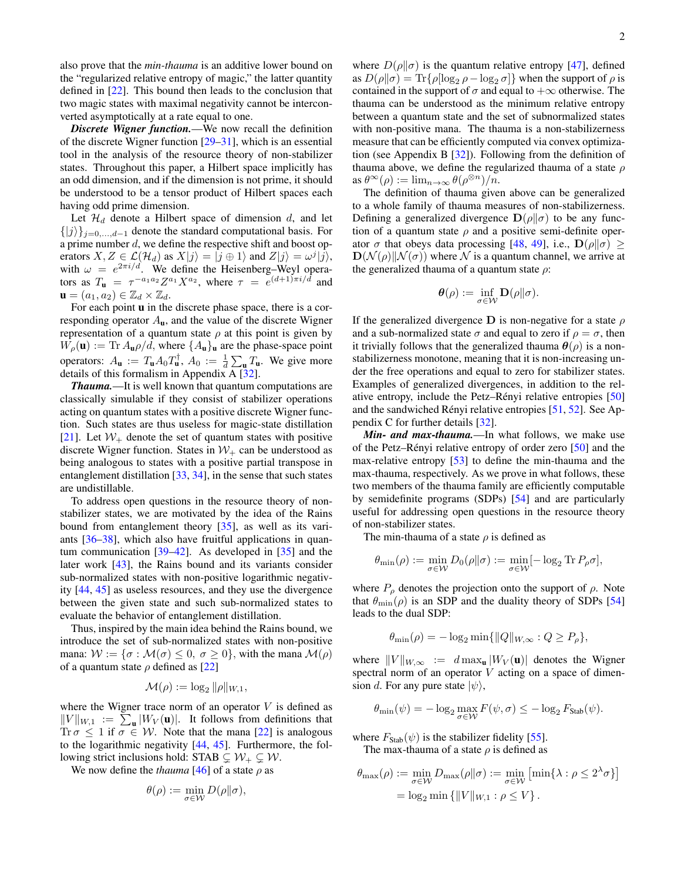also prove that the *min-thauma* is an additive lower bound on the "regularized relative entropy of magic," the latter quantity defined in [22]. This bound then leads to the conclusion that two magic states with maximal negativity cannot be interconverted asymptotically at a rate equal to one.

***Discrete Wigner function.***—We now recall the definition of the discrete Wigner function [29–31], which is an essential tool in the analysis of the resource theory of non-stabilizer states. Throughout this paper, a Hilbert space implicitly has an odd dimension, and if the dimension is not prime, it should be understood to be a tensor product of Hilbert spaces each having odd prime dimension.

Let $\mathcal{H}_d$ denote a Hilbert space of dimension $d$, and let $\{|j\rangle\}_{j=0,\dots,d-1}$ denote the standard computational basis. For a prime number $d$, we define the respective shift and boost operators $X, Z \in \mathcal{L}(\mathcal{H}_d)$ as $X|j\rangle = |j \oplus 1\rangle$ and $Z|j\rangle = \omega^j |j\rangle$, with $\omega = e^{2\pi i/d}$. We define the Heisenberg–Weyl operators as $T_{\mathbf{u}} = \tau^{-a_1 a_2} Z^{a_1} X^{a_2}$, where $\tau = e^{(d+1)\pi i/d}$ and $\mathbf{u} = (a_1, a_2) \in \mathbb{Z}_d \times \mathbb{Z}_d$.

For each point $\mathbf{u}$ in the discrete phase space, there is a corresponding operator $A_{\mathbf{u}}$, and the value of the discrete Wigner representation of a quantum state $\rho$ at this point is given by $W_\rho(\mathbf{u}) := \operatorname{Tr} A_{\mathbf{u}} \rho / d$, where $\{A_{\mathbf{u}}\}_{\mathbf{u}}$ are the phase-space point operators: $A_{\mathbf{u}} := T_{\mathbf{u}} A_0 T_{\mathbf{u}}^\dagger$, $A_0 := \frac{1}{d} \sum_{\mathbf{u}} T_{\mathbf{u}}$. We give more details of this formalism in Appendix A [32].

***Thauma.***—It is well known that quantum computations are classically simulable if they consist of stabilizer operations acting on quantum states with a positive discrete Wigner function. Such states are thus useless for magic-state distillation [21]. Let $\mathcal{W}_+$ denote the set of quantum states with positive discrete Wigner function. States in $\mathcal{W}_+$ can be understood as being analogous to states with a positive partial transpose in entanglement distillation [33, 34], in the sense that such states are undistillable.

To address open questions in the resource theory of non-stabilizer states, we are motivated by the idea of the Rains bound from entanglement theory [35], as well as its variants [36–38], which also have fruitful applications in quantum communication [39–42]. As developed in [35] and the later work [43], the Rains bound and its variants consider sub-normalized states with non-positive logarithmic negativity [44, 45] as useless resources, and they use the divergence between the given state and such sub-normalized states to evaluate the behavior of entanglement distillation.

Thus, inspired by the main idea behind the Rains bound, we introduce the set of sub-normalized states with non-positive mana: $\mathcal{W} := \{\sigma : \mathcal{M}(\sigma) \le 0,\ \sigma \ge 0\}$, with the mana $\mathcal{M}(\rho)$ of a quantum state $\rho$ defined as [22]

$$\mathcal{M}(\rho) := \log_2 \|\rho\|_{W,1},$$

where the Wigner trace norm of an operator $V$ is defined as $\|V\|_{W,1} := \sum_{\mathbf{u}} |W_V(\mathbf{u})|$. It follows from definitions that $\operatorname{Tr}\sigma \le 1$ if $\sigma \in \mathcal{W}$. Note that the mana [22] is analogous to the logarithmic negativity [44, 45]. Furthermore, the following strict inclusions hold: STAB $\subsetneq \mathcal{W}_+ \subsetneq \mathcal{W}$.

We now define the *thauma* [46] of a state $\rho$ as

$$\theta(\rho) := \min_{\sigma \in \mathcal{W}} D(\rho\|\sigma),$$

where $D(\rho\|\sigma)$ is the quantum relative entropy [47], defined as $D(\rho\|\sigma) = \operatorname{Tr}\{\rho[\log_2 \rho - \log_2 \sigma]\}$ when the support of $\rho$ is contained in the support of $\sigma$ and equal to $+\infty$ otherwise. The thauma can be understood as the minimum relative entropy between a quantum state and the set of subnormalized states with non-positive mana. The thauma is a non-stabilizerness measure that can be efficiently computed via convex optimization (see Appendix B [32]). Following from the definition of thauma above, we define the regularized thauma of a state $\rho$ as $\theta^\infty(\rho) := \lim_{n\to\infty} \theta(\rho^{\otimes n})/n$.

The definition of thauma given above can be generalized to a whole family of thauma measures of non-stabilizerness. Defining a generalized divergence $\mathbf{D}(\rho\|\sigma)$ to be any function of a quantum state $\rho$ and a positive semi-definite operator $\sigma$ that obeys data processing [48, 49], i.e., $\mathbf{D}(\rho\|\sigma) \ge \mathbf{D}(\mathcal{N}(\rho)\|\mathcal{N}(\sigma))$ where $\mathcal{N}$ is a quantum channel, we arrive at the generalized thauma of a quantum state $\rho$:

$$\boldsymbol{\theta}(\rho) := \inf_{\sigma \in \mathcal{W}} \mathbf{D}(\rho\|\sigma).$$

If the generalized divergence $\mathbf{D}$ is non-negative for a state $\rho$ and a sub-normalized state $\sigma$ and equal to zero if $\rho = \sigma$, then it trivially follows that the generalized thauma $\boldsymbol{\theta}(\rho)$ is a non-stabilizerness monotone, meaning that it is non-increasing under the free operations and equal to zero for stabilizer states. Examples of generalized divergences, in addition to the relative entropy, include the Petz–Rényi relative entropies [50] and the sandwiched Rényi relative entropies [51, 52]. See Appendix C for further details [32].

***Min- and max-thauma.***—In what follows, we make use of the Petz–Rényi relative entropy of order zero [50] and the max-relative entropy [53] to define the min-thauma and the max-thauma, respectively. As we prove in what follows, these two members of the thauma family are efficiently computable by semidefinite programs (SDPs) [54] and are particularly useful for addressing open questions in the resource theory of non-stabilizer states.

The min-thauma of a state $\rho$ is defined as

$$\theta_{\min}(\rho) := \min_{\sigma \in \mathcal{W}} D_0(\rho\|\sigma) := \min_{\sigma \in \mathcal{W}} [-\log_2 \operatorname{Tr} P_\rho \sigma],$$

where $P_\rho$ denotes the projection onto the support of $\rho$. Note that $\theta_{\min}(\rho)$ is an SDP and the duality theory of SDPs [54] leads to the dual SDP:

$$\theta_{\min}(\rho) = -\log_2 \min\{\|Q\|_{W,\infty} : Q \ge P_\rho\},$$

where $\|V\|_{W,\infty} := d \max_{\mathbf{u}} |W_V(\mathbf{u})|$ denotes the Wigner spectral norm of an operator $V$ acting on a space of dimension $d$. For any pure state $|\psi\rangle$,

$$\theta_{\min}(\psi) = -\log_2 \max_{\sigma \in \mathcal{W}} F(\psi, \sigma) \le -\log_2 F_{\text{Stab}}(\psi).$$

where $F_{\text{Stab}}(\psi)$ is the stabilizer fidelity [55].

The max-thauma of a state $\rho$ is defined as

$$\begin{aligned}\theta_{\max}(\rho) &:= \min_{\sigma \in \mathcal{W}} D_{\max}(\rho\|\sigma) := \min_{\sigma \in \mathcal{W}} \left[\min\{\lambda : \rho \le 2^\lambda \sigma\}\right] \\ &= \log_2 \min\left\{\|V\|_{W,1} : \rho \le V\right\}.\end{aligned}$$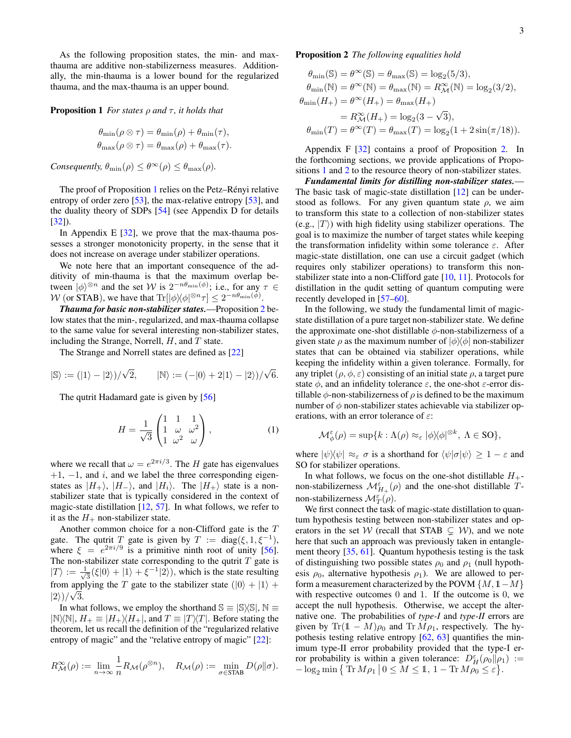As the following proposition states, the min- and max-thauma are additive non-stabilizerness measures. Additionally, the min-thauma is a lower bound for the regularized thauma, and the max-thauma is an upper bound.

**Proposition 1** *For states $\rho$ and $\tau$, it holds that*

$$\theta_{\min}(\rho \otimes \tau) = \theta_{\min}(\rho) + \theta_{\min}(\tau),$$
$$\theta_{\max}(\rho \otimes \tau) = \theta_{\max}(\rho) + \theta_{\max}(\tau).$$

*Consequently, $\theta_{\min}(\rho) \leq \theta^{\infty}(\rho) \leq \theta_{\max}(\rho)$.*

The proof of Proposition 1 relies on the Petz–Rényi relative entropy of order zero [53], the max-relative entropy [53], and the duality theory of SDPs [54] (see Appendix D for details [32]).

In Appendix E [32], we prove that the max-thauma possesses a stronger monotonicity property, in the sense that it does not increase on average under stabilizer operations.

We note here that an important consequence of the additivity of min-thauma is that the maximum overlap between $|\phi\rangle^{\otimes n}$ and the set $\mathcal{W}$ is $2^{-n\theta_{\min}(\phi)}$; i.e., for any $\tau \in \mathcal{W}$ (or STAB), we have that $\operatorname{Tr}[|\phi\rangle\langle\phi|^{\otimes n}\tau] \leq 2^{-n\theta_{\min}(\phi)}$.

***Thauma for basic non-stabilizer states.***—Proposition 2 below states that the min-, regularized, and max-thauma collapse to the same value for several interesting non-stabilizer states, including the Strange, Norrell, $H$, and $T$ state.

The Strange and Norrell states are defined as [22]

$$|\mathbb{S}\rangle := (|1\rangle - |2\rangle)/\sqrt{2}, \qquad |\mathbb{N}\rangle := (-|0\rangle + 2|1\rangle - |2\rangle)/\sqrt{6}.$$

The qutrit Hadamard gate is given by [56]

$$H = \frac{1}{\sqrt{3}} \begin{pmatrix} 1 & 1 & 1 \\ 1 & \omega & \omega^2 \\ 1 & \omega^2 & \omega \end{pmatrix}, \tag{1}$$

where we recall that $\omega = e^{2\pi i/3}$. The $H$ gate has eigenvalues $+1$, $-1$, and $i$, and we label the three corresponding eigenstates as $|H_+\rangle$, $|H_-\rangle$, and $|H_i\rangle$. The $|H_+\rangle$ state is a non-stabilizer state that is typically considered in the context of magic-state distillation [12, 57]. In what follows, we refer to it as the $H_+$ non-stabilizer state.

Another common choice for a non-Clifford gate is the $T$ gate. The qutrit $T$ gate is given by $T := \operatorname{diag}(\xi, 1, \xi^{-1})$, where $\xi = e^{2\pi i/9}$ is a primitive ninth root of unity [56]. The non-stabilizer state corresponding to the qutrit $T$ gate is $|T\rangle := \frac{1}{\sqrt{3}}(\xi|0\rangle + |1\rangle + \xi^{-1}|2\rangle)$, which is the state resulting from applying the $T$ gate to the stabilizer state $(|0\rangle + |1\rangle + |2\rangle)/\sqrt{3}$.

In what follows, we employ the shorthand $\mathbb{S} \equiv |\mathbb{S}\rangle\langle\mathbb{S}|$, $\mathbb{N} \equiv |\mathbb{N}\rangle\langle\mathbb{N}|$, $H_+ \equiv |H_+\rangle\langle H_+|$, and $T \equiv |T\rangle\langle T|$. Before stating the theorem, let us recall the definition of the "regularized relative entropy of magic" and the "relative entropy of magic" [22]:

$$R^{\infty}_{\mathcal{M}}(\rho) := \lim_{n\to\infty} \frac{1}{n} R_{\mathcal{M}}(\rho^{\otimes n}), \quad R_{\mathcal{M}}(\rho) := \min_{\sigma \in \text{STAB}} D(\rho\|\sigma).$$

**Proposition 2** *The following equalities hold*

$$\begin{aligned}
\theta_{\min}(\mathbb{S}) &= \theta^{\infty}(\mathbb{S}) = \theta_{\max}(\mathbb{S}) = \log_2(5/3), \\
\theta_{\min}(\mathbb{N}) &= \theta^{\infty}(\mathbb{N}) = \theta_{\max}(\mathbb{N}) = R^{\infty}_{\mathcal{M}}(\mathbb{N}) = \log_2(3/2), \\
\theta_{\min}(H_+) &= \theta^{\infty}(H_+) = \theta_{\max}(H_+) \\
&= R^{\infty}_{\mathcal{M}}(H_+) = \log_2(3 - \sqrt{3}), \\
\theta_{\min}(T) &= \theta^{\infty}(T) = \theta_{\max}(T) = \log_2(1 + 2\sin(\pi/18)).
\end{aligned}$$

Appendix F [32] contains a proof of Proposition 2. In the forthcoming sections, we provide applications of Propositions 1 and 2 to the resource theory of non-stabilizer states.

***Fundamental limits for distilling non-stabilizer states.***—The basic task of magic-state distillation [12] can be understood as follows. For any given quantum state $\rho$, we aim to transform this state to a collection of non-stabilizer states (e.g., $|T\rangle$) with high fidelity using stabilizer operations. The goal is to maximize the number of target states while keeping the transformation infidelity within some tolerance $\varepsilon$. After magic-state distillation, one can use a circuit gadget (which requires only stabilizer operations) to transform this non-stabilizer state into a non-Clifford gate [10, 11]. Protocols for distillation in the qudit setting of quantum computing were recently developed in [57–60].

In the following, we study the fundamental limit of magic-state distillation of a pure target non-stabilizer state. We define the approximate one-shot distillable $\phi$-non-stabilizerness of a given state $\rho$ as the maximum number of $|\phi\rangle\langle\phi|$ non-stabilizer states that can be obtained via stabilizer operations, while keeping the infidelity within a given tolerance. Formally, for any triplet $(\rho, \phi, \varepsilon)$ consisting of an initial state $\rho$, a target pure state $\phi$, and an infidelity tolerance $\varepsilon$, the one-shot $\varepsilon$-error distillable $\phi$-non-stabilizerness of $\rho$ is defined to be the maximum number of $\phi$ non-stabilizer states achievable via stabilizer operations, with an error tolerance of $\varepsilon$:

$$\mathcal{M}^{\varepsilon}_{\phi}(\rho) = \sup\{k : \Lambda(\rho) \approx_{\varepsilon} |\phi\rangle\langle\phi|^{\otimes k},\ \Lambda \in \text{SO}\},$$

where $|\psi\rangle\langle\psi| \approx_{\varepsilon} \sigma$ is a shorthand for $\langle\psi|\sigma|\psi\rangle \geq 1 - \varepsilon$ and SO for stabilizer operations.

In what follows, we focus on the one-shot distillable $H_+$-non-stabilizerness $\mathcal{M}^{\varepsilon}_{H_+}(\rho)$ and the one-shot distillable $T$-non-stabilizerness $\mathcal{M}^{\varepsilon}_{T}(\rho)$.

We first connect the task of magic-state distillation to quantum hypothesis testing between non-stabilizer states and operators in the set $\mathcal{W}$ (recall that STAB $\subsetneq \mathcal{W}$), and we note here that such an approach was previously taken in entanglement theory [35, 61]. Quantum hypothesis testing is the task of distinguishing two possible states $\rho_0$ and $\rho_1$ (null hypothesis $\rho_0$, alternative hypothesis $\rho_1$). We are allowed to perform a measurement characterized by the POVM $\{M, \mathbb{1} - M\}$ with respective outcomes 0 and 1. If the outcome is 0, we accept the null hypothesis. Otherwise, we accept the alternative one. The probabilities of *type-I* and *type-II* errors are given by $\operatorname{Tr}(\mathbb{1} - M)\rho_0$ and $\operatorname{Tr} M\rho_1$, respectively. The hypothesis testing relative entropy [62, 63] quantifies the minimum type-II error probability provided that the type-I error probability is within a given tolerance: $D^{\varepsilon}_H(\rho_0\|\rho_1) := -\log_2 \min\left\{ \operatorname{Tr} M\rho_1 \,\middle|\, 0 \leq M \leq \mathbb{1},\ 1 - \operatorname{Tr} M\rho_0 \leq \varepsilon \right\}$.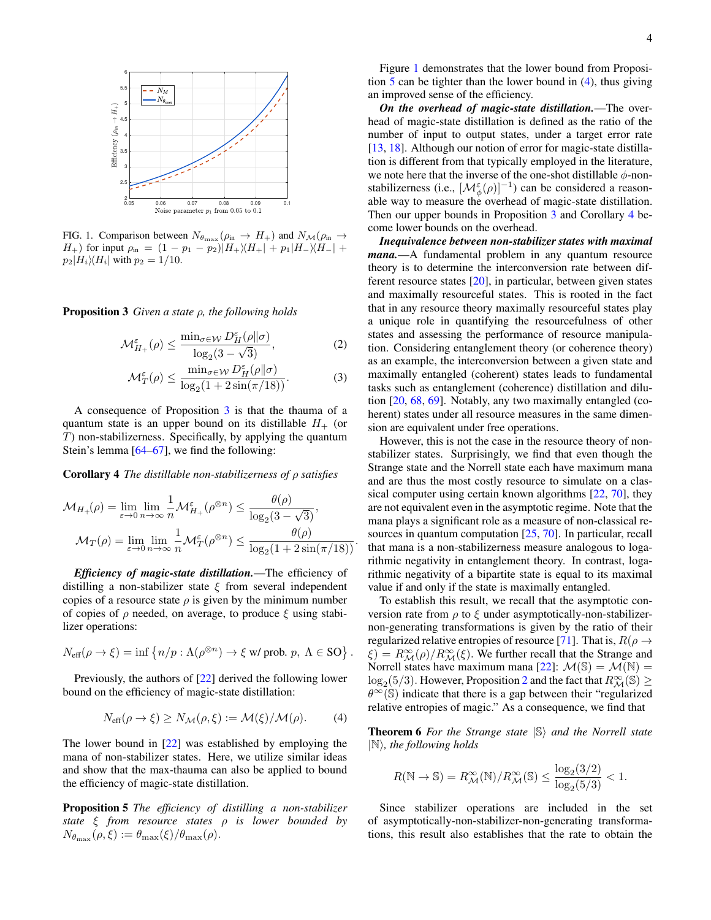FIG. 1. Comparison between $N_{\theta_{\max}}(\rho_{\text{in}} \to H_+)$ and $N_{\mathcal{M}}(\rho_{\text{in}} \to H_+)$ for input $\rho_{\text{in}} = (1-p_1-p_2)|H_+\rangle\langle H_+| + p_1|H_-\rangle\langle H_-| + p_2|H_i\rangle\langle H_i|$ with $p_2 = 1/10$.

**Proposition 3** *Given a state* $\rho$*, the following holds*

$$\mathcal{M}^{\varepsilon}_{H_+}(\rho) \le \frac{\min_{\sigma\in\mathcal{W}} D^{\varepsilon}_H(\rho\|\sigma)}{\log_2(3-\sqrt{3})}, \tag{2}$$

$$\mathcal{M}^{\varepsilon}_{T}(\rho) \le \frac{\min_{\sigma\in\mathcal{W}} D^{\varepsilon}_H(\rho\|\sigma)}{\log_2(1+2\sin(\pi/18))}. \tag{3}$$

A consequence of Proposition 3 is that the thauma of a quantum state is an upper bound on its distillable $H_+$ (or $T$) non-stabilizerness. Specifically, by applying the quantum Stein's lemma [64–67], we find the following:

**Corollary 4** *The distillable non-stabilizerness of* $\rho$ *satisfies*

$$\mathcal{M}_{H_+}(\rho) = \lim_{\varepsilon\to 0}\lim_{n\to\infty}\frac{1}{n}\mathcal{M}^{\varepsilon}_{H_+}(\rho^{\otimes n}) \le \frac{\theta(\rho)}{\log_2(3-\sqrt{3})},$$

$$\mathcal{M}_{T}(\rho) = \lim_{\varepsilon\to 0}\lim_{n\to\infty}\frac{1}{n}\mathcal{M}^{\varepsilon}_{T}(\rho^{\otimes n}) \le \frac{\theta(\rho)}{\log_2(1+2\sin(\pi/18))}.$$

***Efficiency of magic-state distillation.***—The efficiency of distilling a non-stabilizer state $\xi$ from several independent copies of a resource state $\rho$ is given by the minimum number of copies of $\rho$ needed, on average, to produce $\xi$ using stabilizer operations:

$$N_{\text{eff}}(\rho\to\xi) = \inf\left\{n/p : \Lambda(\rho^{\otimes n}) \to \xi \text{ w/ prob. } p,\ \Lambda\in \text{SO}\right\}.$$

Previously, the authors of [22] derived the following lower bound on the efficiency of magic-state distillation:

$$N_{\text{eff}}(\rho\to\xi) \ge N_{\mathcal{M}}(\rho,\xi) := \mathcal{M}(\xi)/\mathcal{M}(\rho). \tag{4}$$

The lower bound in [22] was established by employing the mana of non-stabilizer states. Here, we utilize similar ideas and show that the max-thauma can also be applied to bound the efficiency of magic-state distillation.

**Proposition 5** *The efficiency of distilling a non-stabilizer state* $\xi$ *from resource states* $\rho$ *is lower bounded by* $N_{\theta_{\max}}(\rho,\xi) := \theta_{\max}(\xi)/\theta_{\max}(\rho)$.

Figure 1 demonstrates that the lower bound from Proposition 5 can be tighter than the lower bound in (4), thus giving an improved sense of the efficiency.

***On the overhead of magic-state distillation.***—The overhead of magic-state distillation is defined as the ratio of the number of input to output states, under a target error rate [13, 18]. Although our notion of error for magic-state distillation is different from that typically employed in the literature, we note here that the inverse of the one-shot distillable $\phi$-non-stabilizerness (i.e., $[\mathcal{M}^{\varepsilon}_{\phi}(\rho)]^{-1}$) can be considered a reasonable way to measure the overhead of magic-state distillation. Then our upper bounds in Proposition 3 and Corollary 4 become lower bounds on the overhead.

***Inequivalence between non-stabilizer states with maximal mana.***—A fundamental problem in any quantum resource theory is to determine the interconversion rate between different resource states [20], in particular, between given states and maximally resourceful states. This is rooted in the fact that in any resource theory maximally resourceful states play a unique role in quantifying the resourcefulness of other states and assessing the performance of resource manipulation. Considering entanglement theory (or coherence theory) as an example, the interconversion between a given state and maximally entangled (coherent) states leads to fundamental tasks such as entanglement (coherence) distillation and dilution [20, 68, 69]. Notably, any two maximally entangled (coherent) states under all resource measures in the same dimension are equivalent under free operations.

However, this is not the case in the resource theory of non-stabilizer states. Surprisingly, we find that even though the Strange state and the Norrell state each have maximum mana and are thus the most costly resource to simulate on a classical computer using certain known algorithms [22, 70], they are not equivalent even in the asymptotic regime. Note that the mana plays a significant role as a measure of non-classical resources in quantum computation [25, 70]. In particular, recall that mana is a non-stabilizerness measure analogous to logarithmic negativity in entanglement theory. In contrast, logarithmic negativity of a bipartite state is equal to its maximal value if and only if the state is maximally entangled.

To establish this result, we recall that the asymptotic conversion rate from $\rho$ to $\xi$ under asymptotically-non-stabilizer-non-generating transformations is given by the ratio of their regularized relative entropies of resource [71]. That is, $R(\rho\to\xi) = R^{\infty}_{\mathcal{M}}(\rho)/R^{\infty}_{\mathcal{M}}(\xi)$. We further recall that the Strange and Norrell states have maximum mana [22]: $\mathcal{M}(\mathbb{S}) = \mathcal{M}(\mathbb{N}) = \log_2(5/3)$. However, Proposition 2 and the fact that $R^{\infty}_{\mathcal{M}}(\mathbb{S}) \ge \theta^{\infty}(\mathbb{S})$ indicate that there is a gap between their "regularized relative entropies of magic." As a consequence, we find that

**Theorem 6** *For the Strange state* $|\mathbb{S}\rangle$ *and the Norrell state* $|\mathbb{N}\rangle$*, the following holds*

$$R(\mathbb{N}\to\mathbb{S}) = R^{\infty}_{\mathcal{M}}(\mathbb{N})/R^{\infty}_{\mathcal{M}}(\mathbb{S}) \le \frac{\log_2(3/2)}{\log_2(5/3)} < 1.$$

Since stabilizer operations are included in the set of asymptotically-non-stabilizer-non-generating transformations, this result also establishes that the rate to obtain the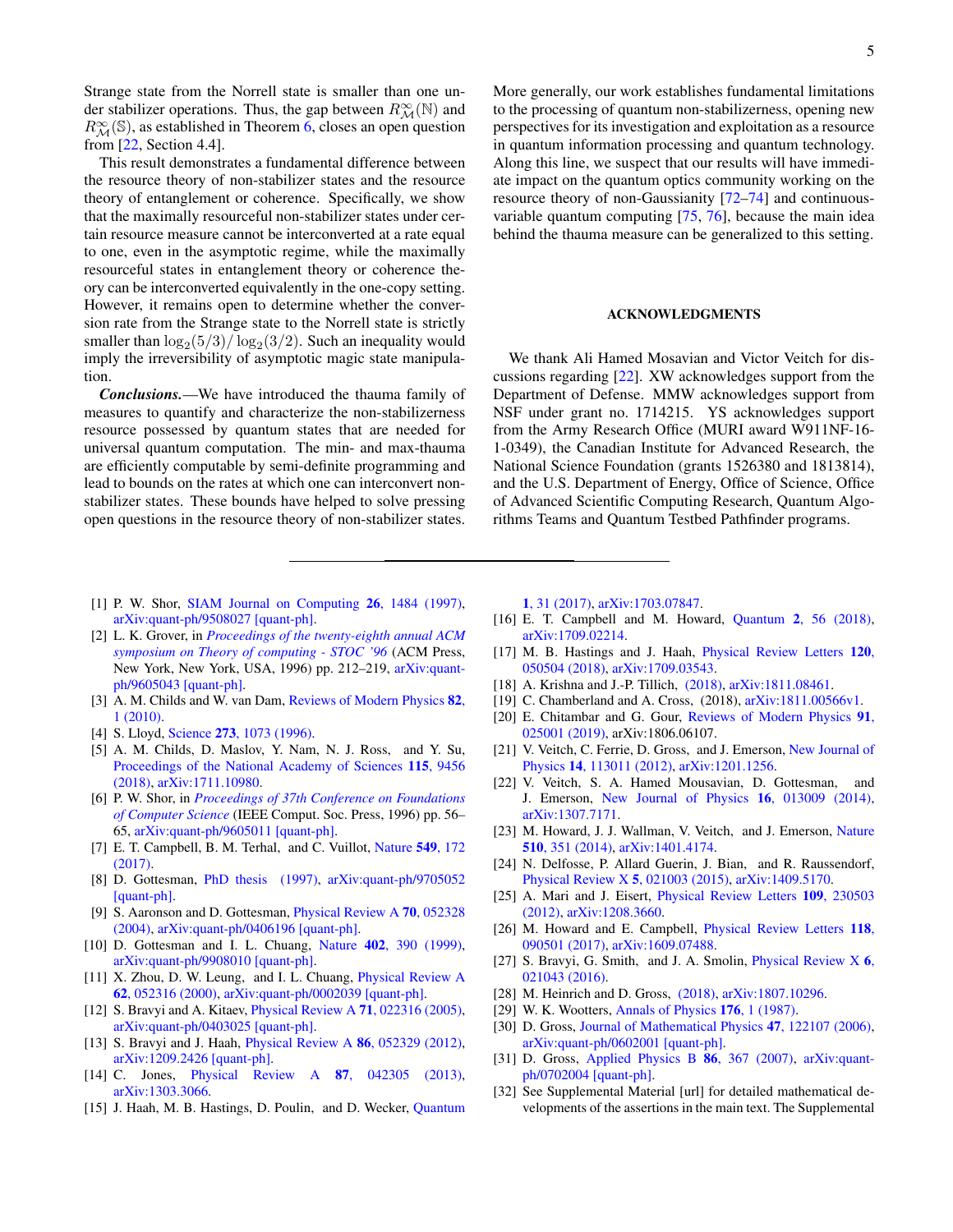Strange state from the Norrell state is smaller than one under stabilizer operations. Thus, the gap between $R^{\infty}_{\mathcal{M}}(\mathbb{N})$ and $R^{\infty}_{\mathcal{M}}(\mathbb{S})$, as established in Theorem 6, closes an open question from [22, Section 4.4].

This result demonstrates a fundamental difference between the resource theory of non-stabilizer states and the resource theory of entanglement or coherence. Specifically, we show that the maximally resourceful non-stabilizer states under certain resource measure cannot be interconverted at a rate equal to one, even in the asymptotic regime, while the maximally resourceful states in entanglement theory or coherence theory can be interconverted equivalently in the one-copy setting. However, it remains open to determine whether the conversion rate from the Strange state to the Norrell state is strictly smaller than $\log_2(5/3)/\log_2(3/2)$. Such an inequality would imply the irreversibility of asymptotic magic state manipulation.

***Conclusions.***—We have introduced the thauma family of measures to quantify and characterize the non-stabilizerness resource possessed by quantum states that are needed for universal quantum computation. The min- and max-thauma are efficiently computable by semi-definite programming and lead to bounds on the rates at which one can interconvert non-stabilizer states. These bounds have helped to solve pressing open questions in the resource theory of non-stabilizer states. More generally, our work establishes fundamental limitations to the processing of quantum non-stabilizerness, opening new perspectives for its investigation and exploitation as a resource in quantum information processing and quantum technology. Along this line, we suspect that our results will have immediate impact on the quantum optics community working on the resource theory of non-Gaussianity [72–74] and continuous-variable quantum computing [75, 76], because the main idea behind the thauma measure can be generalized to this setting.

## ACKNOWLEDGMENTS

We thank Ali Hamed Mosavian and Victor Veitch for discussions regarding [22]. XW acknowledges support from the Department of Defense. MMW acknowledges support from NSF under grant no. 1714215. YS acknowledges support from the Army Research Office (MURI award W911NF-16-1-0349), the Canadian Institute for Advanced Research, the National Science Foundation (grants 1526380 and 1813814), and the U.S. Department of Energy, Office of Science, Office of Advanced Scientific Computing Research, Quantum Algorithms Teams and Quantum Testbed Pathfinder programs.

---

[1] P. W. Shor, SIAM Journal on Computing **26**, 1484 (1997), arXiv:quant-ph/9508027 [quant-ph].

[2] L. K. Grover, in *Proceedings of the twenty-eighth annual ACM symposium on Theory of computing - STOC '96* (ACM Press, New York, New York, USA, 1996) pp. 212–219, arXiv:quant-ph/9605043 [quant-ph].

[3] A. M. Childs and W. van Dam, Reviews of Modern Physics **82**, 1 (2010).

[4] S. Lloyd, Science **273**, 1073 (1996).

[5] A. M. Childs, D. Maslov, Y. Nam, N. J. Ross, and Y. Su, Proceedings of the National Academy of Sciences **115**, 9456 (2018), arXiv:1711.10980.

[6] P. W. Shor, in *Proceedings of 37th Conference on Foundations of Computer Science* (IEEE Comput. Soc. Press, 1996) pp. 56–65, arXiv:quant-ph/9605011 [quant-ph].

[7] E. T. Campbell, B. M. Terhal, and C. Vuillot, Nature **549**, 172 (2017).

[8] D. Gottesman, PhD thesis (1997), arXiv:quant-ph/9705052 [quant-ph].

[9] S. Aaronson and D. Gottesman, Physical Review A **70**, 052328 (2004), arXiv:quant-ph/0406196 [quant-ph].

[10] D. Gottesman and I. L. Chuang, Nature **402**, 390 (1999), arXiv:quant-ph/9908010 [quant-ph].

[11] X. Zhou, D. W. Leung, and I. L. Chuang, Physical Review A **62**, 052316 (2000), arXiv:quant-ph/0002039 [quant-ph].

[12] S. Bravyi and A. Kitaev, Physical Review A **71**, 022316 (2005), arXiv:quant-ph/0403025 [quant-ph].

[13] S. Bravyi and J. Haah, Physical Review A **86**, 052329 (2012), arXiv:1209.2426 [quant-ph].

[14] C. Jones, Physical Review A **87**, 042305 (2013), arXiv:1303.3066.

[15] J. Haah, M. B. Hastings, D. Poulin, and D. Wecker, Quantum **1**, 31 (2017), arXiv:1703.07847.

[16] E. T. Campbell and M. Howard, Quantum **2**, 56 (2018), arXiv:1709.02214.

[17] M. B. Hastings and J. Haah, Physical Review Letters **120**, 050504 (2018), arXiv:1709.03543.

[18] A. Krishna and J.-P. Tillich, (2018), arXiv:1811.08461.

[19] C. Chamberland and A. Cross, (2018), arXiv:1811.00566v1.

[20] E. Chitambar and G. Gour, Reviews of Modern Physics **91**, 025001 (2019), arXiv:1806.06107.

[21] V. Veitch, C. Ferrie, D. Gross, and J. Emerson, New Journal of Physics **14**, 113011 (2012), arXiv:1201.1256.

[22] V. Veitch, S. A. Hamed Mousavian, D. Gottesman, and J. Emerson, New Journal of Physics **16**, 013009 (2014), arXiv:1307.7171.

[23] M. Howard, J. J. Wallman, V. Veitch, and J. Emerson, Nature **510**, 351 (2014), arXiv:1401.4174.

[24] N. Delfosse, P. Allard Guerin, J. Bian, and R. Raussendorf, Physical Review X **5**, 021003 (2015), arXiv:1409.5170.

[25] A. Mari and J. Eisert, Physical Review Letters **109**, 230503 (2012), arXiv:1208.3660.

[26] M. Howard and E. Campbell, Physical Review Letters **118**, 090501 (2017), arXiv:1609.07488.

[27] S. Bravyi, G. Smith, and J. A. Smolin, Physical Review X **6**, 021043 (2016).

[28] M. Heinrich and D. Gross, (2018), arXiv:1807.10296.

[29] W. K. Wootters, Annals of Physics **176**, 1 (1987).

[30] D. Gross, Journal of Mathematical Physics **47**, 122107 (2006), arXiv:quant-ph/0602001 [quant-ph].

[31] D. Gross, Applied Physics B **86**, 367 (2007), arXiv:quant-ph/0702004 [quant-ph].

[32] See Supplemental Material [url] for detailed mathematical developments of the assertions in the main text. The Supplemental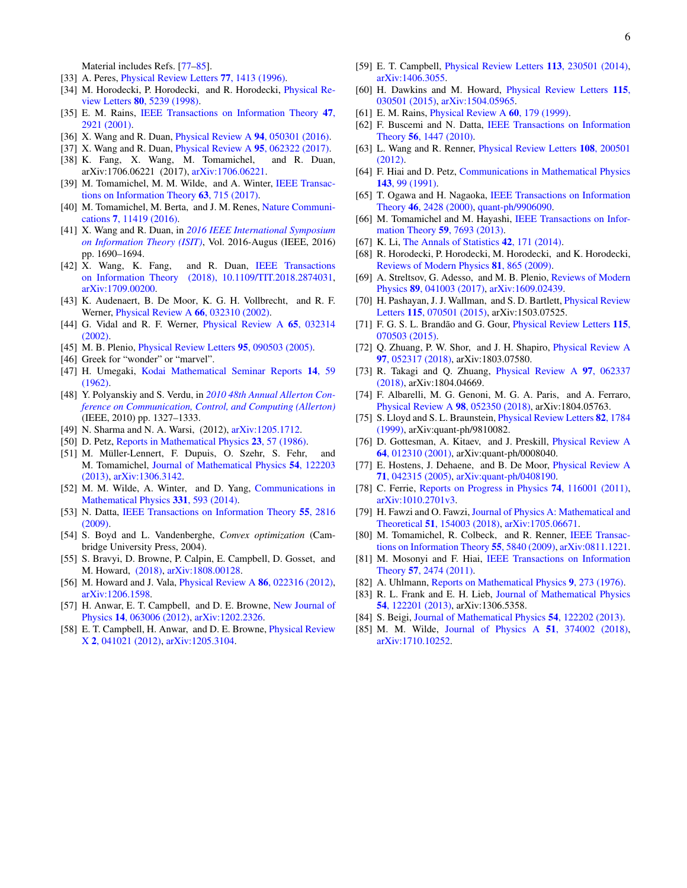Material includes Refs. [77–85].

[33] A. Peres, Physical Review Letters **77**, 1413 (1996).

[34] M. Horodecki, P. Horodecki, and R. Horodecki, Physical Review Letters **80**, 5239 (1998).

[35] E. M. Rains, IEEE Transactions on Information Theory **47**, 2921 (2001).

[36] X. Wang and R. Duan, Physical Review A **94**, 050301 (2016).

[37] X. Wang and R. Duan, Physical Review A **95**, 062322 (2017).

[38] K. Fang, X. Wang, M. Tomamichel, and R. Duan, arXiv:1706.06221 (2017), arXiv:1706.06221.

[39] M. Tomamichel, M. M. Wilde, and A. Winter, IEEE Transactions on Information Theory **63**, 715 (2017).

[40] M. Tomamichel, M. Berta, and J. M. Renes, Nature Communications **7**, 11419 (2016).

[41] X. Wang and R. Duan, in *2016 IEEE International Symposium on Information Theory (ISIT)*, Vol. 2016-Augus (IEEE, 2016) pp. 1690–1694.

[42] X. Wang, K. Fang, and R. Duan, IEEE Transactions on Information Theory (2018), 10.1109/TIT.2018.2874031, arXiv:1709.00200.

[43] K. Audenaert, B. De Moor, K. G. H. Vollbrecht, and R. F. Werner, Physical Review A **66**, 032310 (2002).

[44] G. Vidal and R. F. Werner, Physical Review A **65**, 032314 (2002).

[45] M. B. Plenio, Physical Review Letters **95**, 090503 (2005).

[46] Greek for "wonder" or "marvel".

[47] H. Umegaki, Kodai Mathematical Seminar Reports **14**, 59 (1962).

[48] Y. Polyanskiy and S. Verdu, in *2010 48th Annual Allerton Conference on Communication, Control, and Computing (Allerton)* (IEEE, 2010) pp. 1327–1333.

[49] N. Sharma and N. A. Warsi, (2012), arXiv:1205.1712.

[50] D. Petz, Reports in Mathematical Physics **23**, 57 (1986).

[51] M. Müller-Lennert, F. Dupuis, O. Szehr, S. Fehr, and M. Tomamichel, Journal of Mathematical Physics **54**, 122203 (2013), arXiv:1306.3142.

[52] M. M. Wilde, A. Winter, and D. Yang, Communications in Mathematical Physics **331**, 593 (2014).

[53] N. Datta, IEEE Transactions on Information Theory **55**, 2816 (2009).

[54] S. Boyd and L. Vandenberghe, *Convex optimization* (Cambridge University Press, 2004).

[55] S. Bravyi, D. Browne, P. Calpin, E. Campbell, D. Gosset, and M. Howard, (2018), arXiv:1808.00128.

[56] M. Howard and J. Vala, Physical Review A **86**, 022316 (2012), arXiv:1206.1598.

[57] H. Anwar, E. T. Campbell, and D. E. Browne, New Journal of Physics **14**, 063006 (2012), arXiv:1202.2326.

[58] E. T. Campbell, H. Anwar, and D. E. Browne, Physical Review X **2**, 041021 (2012), arXiv:1205.3104.

[59] E. T. Campbell, Physical Review Letters **113**, 230501 (2014), arXiv:1406.3055.

[60] H. Dawkins and M. Howard, Physical Review Letters **115**, 030501 (2015), arXiv:1504.05965.

[61] E. M. Rains, Physical Review A **60**, 179 (1999).

[62] F. Buscemi and N. Datta, IEEE Transactions on Information Theory **56**, 1447 (2010).

[63] L. Wang and R. Renner, Physical Review Letters **108**, 200501 (2012).

[64] F. Hiai and D. Petz, Communications in Mathematical Physics **143**, 99 (1991).

[65] T. Ogawa and H. Nagaoka, IEEE Transactions on Information Theory **46**, 2428 (2000), quant-ph/9906090.

[66] M. Tomamichel and M. Hayashi, IEEE Transactions on Information Theory **59**, 7693 (2013).

[67] K. Li, The Annals of Statistics **42**, 171 (2014).

[68] R. Horodecki, P. Horodecki, M. Horodecki, and K. Horodecki, Reviews of Modern Physics **81**, 865 (2009).

[69] A. Streltsov, G. Adesso, and M. B. Plenio, Reviews of Modern Physics **89**, 041003 (2017), arXiv:1609.02439.

[70] H. Pashayan, J. J. Wallman, and S. D. Bartlett, Physical Review Letters **115**, 070501 (2015), arXiv:1503.07525.

[71] F. G. S. L. Brandão and G. Gour, Physical Review Letters **115**, 070503 (2015).

[72] Q. Zhuang, P. W. Shor, and J. H. Shapiro, Physical Review A **97**, 052317 (2018), arXiv:1803.07580.

[73] R. Takagi and Q. Zhuang, Physical Review A **97**, 062337 (2018), arXiv:1804.04669.

[74] F. Albarelli, M. G. Genoni, M. G. A. Paris, and A. Ferraro, Physical Review A **98**, 052350 (2018), arXiv:1804.05763.

[75] S. Lloyd and S. L. Braunstein, Physical Review Letters **82**, 1784 (1999), arXiv:quant-ph/9810082.

[76] D. Gottesman, A. Kitaev, and J. Preskill, Physical Review A **64**, 012310 (2001), arXiv:quant-ph/0008040.

[77] E. Hostens, J. Dehaene, and B. De Moor, Physical Review A **71**, 042315 (2005), arXiv:quant-ph/0408190.

[78] C. Ferrie, Reports on Progress in Physics **74**, 116001 (2011), arXiv:1010.2701v3.

[79] H. Fawzi and O. Fawzi, Journal of Physics A: Mathematical and Theoretical **51**, 154003 (2018), arXiv:1705.06671.

[80] M. Tomamichel, R. Colbeck, and R. Renner, IEEE Transactions on Information Theory **55**, 5840 (2009), arXiv:0811.1221.

[81] M. Mosonyi and F. Hiai, IEEE Transactions on Information Theory **57**, 2474 (2011).

[82] A. Uhlmann, Reports on Mathematical Physics **9**, 273 (1976).

[83] R. L. Frank and E. H. Lieb, Journal of Mathematical Physics **54**, 122201 (2013), arXiv:1306.5358.

[84] S. Beigi, Journal of Mathematical Physics **54**, 122202 (2013).

[85] M. M. Wilde, Journal of Physics A **51**, 374002 (2018), arXiv:1710.10252.